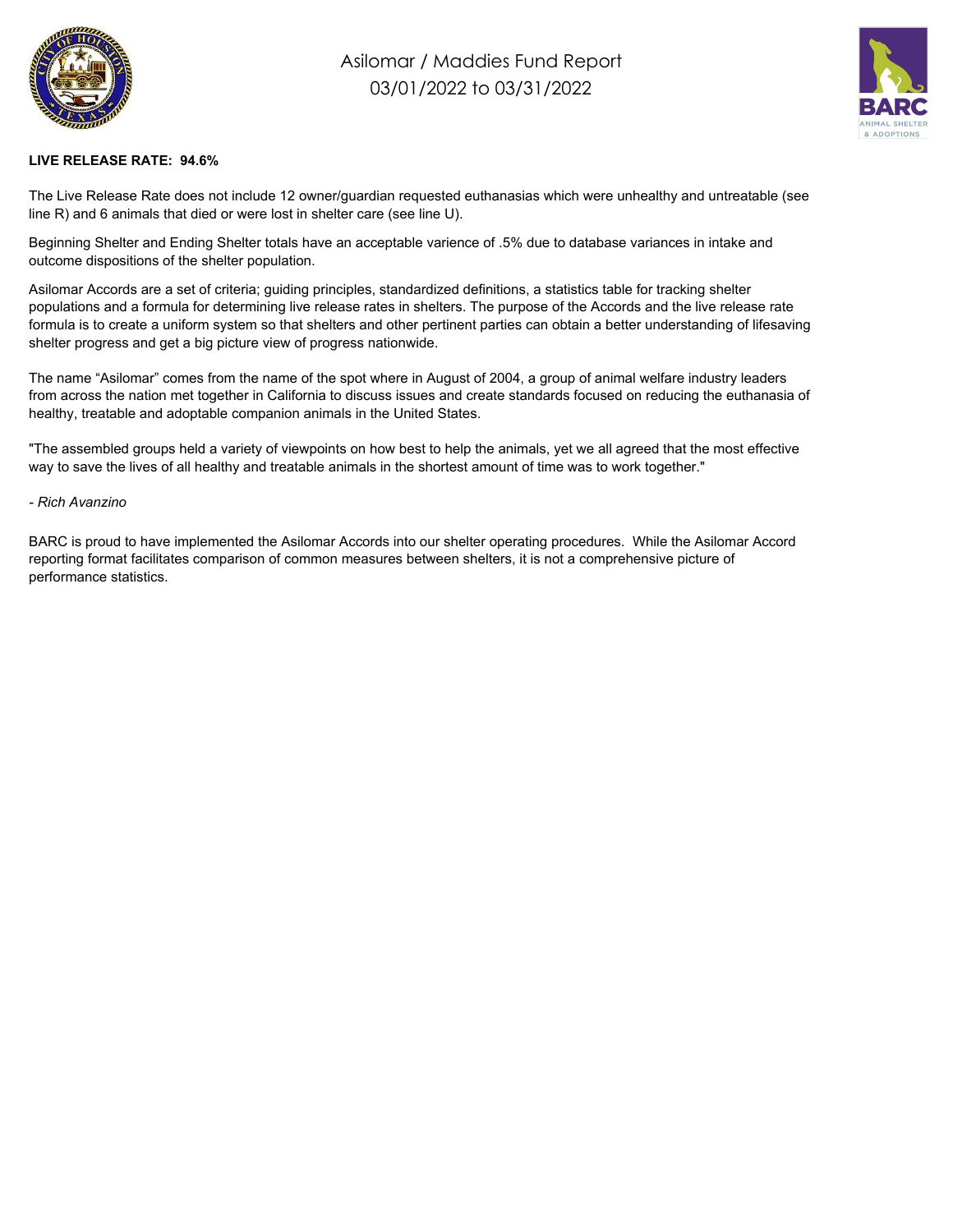# Asilomar / Maddies Fund Report
## 03/01/2022 to 03/31/2022

**LIVE RELEASE RATE: 94.6%**

The Live Release Rate does not include 12 owner/guardian requested euthanasias which were unhealthy and untreatable (see line R) and 6 animals that died or were lost in shelter care (see line U).

Beginning Shelter and Ending Shelter totals have an acceptable varience of .5% due to database variances in intake and outcome dispositions of the shelter population.

Asilomar Accords are a set of criteria; guiding principles, standardized definitions, a statistics table for tracking shelter populations and a formula for determining live release rates in shelters. The purpose of the Accords and the live release rate formula is to create a uniform system so that shelters and other pertinent parties can obtain a better understanding of lifesaving shelter progress and get a big picture view of progress nationwide.

The name “Asilomar” comes from the name of the spot where in August of 2004, a group of animal welfare industry leaders from across the nation met together in California to discuss issues and create standards focused on reducing the euthanasia of healthy, treatable and adoptable companion animals in the United States.

"The assembled groups held a variety of viewpoints on how best to help the animals, yet we all agreed that the most effective way to save the lives of all healthy and treatable animals in the shortest amount of time was to work together."

*- Rich Avanzino*

BARC is proud to have implemented the Asilomar Accords into our shelter operating procedures. While the Asilomar Accord reporting format facilitates comparison of common measures between shelters, it is not a comprehensive picture of performance statistics.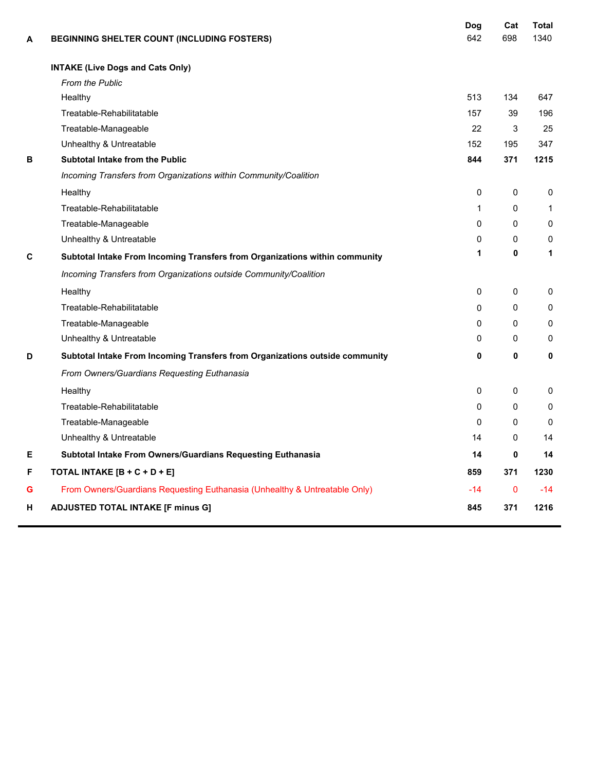| | | Dog | Cat | Total |
|---|---|---|---|---|
| A | **BEGINNING SHELTER COUNT (INCLUDING FOSTERS)** | 642 | 698 | 1340 |
| | **INTAKE (Live Dogs and Cats Only)** | | | |
| | *From the Public* | | | |
| | Healthy | 513 | 134 | 647 |
| | Treatable-Rehabilitatable | 157 | 39 | 196 |
| | Treatable-Manageable | 22 | 3 | 25 |
| | Unhealthy & Untreatable | 152 | 195 | 347 |
| B | **Subtotal Intake from the Public** | **844** | **371** | **1215** |
| | *Incoming Transfers from Organizations within Community/Coalition* | | | |
| | Healthy | 0 | 0 | 0 |
| | Treatable-Rehabilitatable | 1 | 0 | 1 |
| | Treatable-Manageable | 0 | 0 | 0 |
| | Unhealthy & Untreatable | 0 | 0 | 0 |
| C | **Subtotal Intake From Incoming Transfers from Organizations within community** | **1** | **0** | **1** |
| | *Incoming Transfers from Organizations outside Community/Coalition* | | | |
| | Healthy | 0 | 0 | 0 |
| | Treatable-Rehabilitatable | 0 | 0 | 0 |
| | Treatable-Manageable | 0 | 0 | 0 |
| | Unhealthy & Untreatable | 0 | 0 | 0 |
| D | **Subtotal Intake From Incoming Transfers from Organizations outside community** | **0** | **0** | **0** |
| | *From Owners/Guardians Requesting Euthanasia* | | | |
| | Healthy | 0 | 0 | 0 |
| | Treatable-Rehabilitatable | 0 | 0 | 0 |
| | Treatable-Manageable | 0 | 0 | 0 |
| | Unhealthy & Untreatable | 14 | 0 | 14 |
| E | **Subtotal Intake From Owners/Guardians Requesting Euthanasia** | **14** | **0** | **14** |
| F | **TOTAL INTAKE [B + C + D + E]** | **859** | **371** | **1230** |
| G | From Owners/Guardians Requesting Euthanasia (Unhealthy & Untreatable Only) | -14 | 0 | -14 |
| H | **ADJUSTED TOTAL INTAKE [F minus G]** | **845** | **371** | **1216** |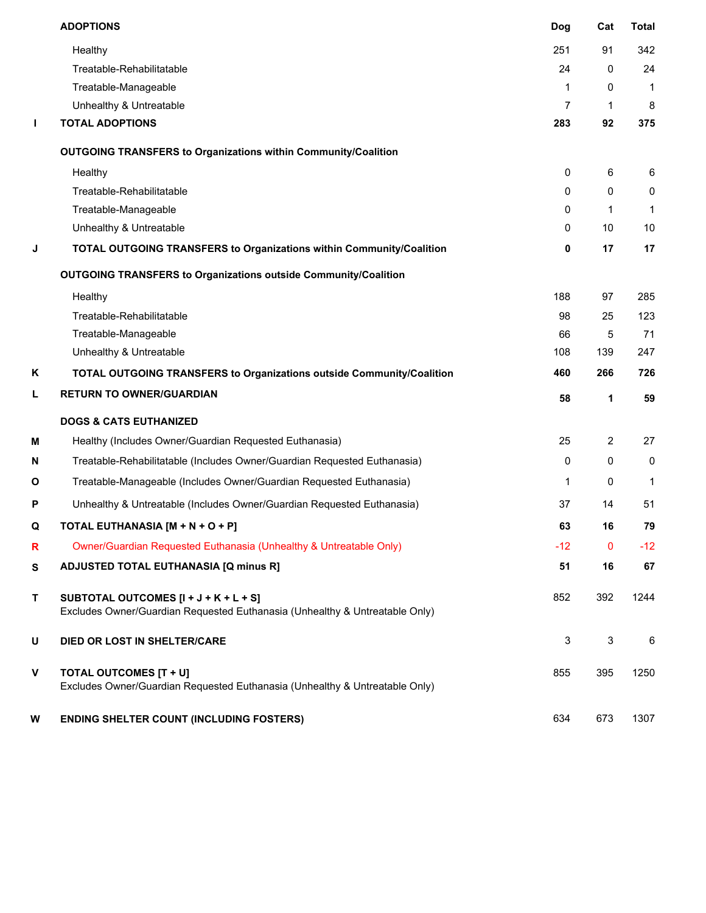| | | Dog | Cat | Total |
|---|---|---|---|---|
| | **ADOPTIONS** | | | |
| | Healthy | 251 | 91 | 342 |
| | Treatable-Rehabilitatable | 24 | 0 | 24 |
| | Treatable-Manageable | 1 | 0 | 1 |
| | Unhealthy & Untreatable | 7 | 1 | 8 |
| **I** | **TOTAL ADOPTIONS** | **283** | **92** | **375** |
| | **OUTGOING TRANSFERS to Organizations within Community/Coalition** | | | |
| | Healthy | 0 | 6 | 6 |
| | Treatable-Rehabilitatable | 0 | 0 | 0 |
| | Treatable-Manageable | 0 | 1 | 1 |
| | Unhealthy & Untreatable | 0 | 10 | 10 |
| **J** | **TOTAL OUTGOING TRANSFERS to Organizations within Community/Coalition** | **0** | **17** | **17** |
| | **OUTGOING TRANSFERS to Organizations outside Community/Coalition** | | | |
| | Healthy | 188 | 97 | 285 |
| | Treatable-Rehabilitatable | 98 | 25 | 123 |
| | Treatable-Manageable | 66 | 5 | 71 |
| | Unhealthy & Untreatable | 108 | 139 | 247 |
| **K** | **TOTAL OUTGOING TRANSFERS to Organizations outside Community/Coalition** | **460** | **266** | **726** |
| **L** | **RETURN TO OWNER/GUARDIAN** | **58** | **1** | **59** |
| | **DOGS & CATS EUTHANIZED** | | | |
| **M** | Healthy (Includes Owner/Guardian Requested Euthanasia) | 25 | 2 | 27 |
| **N** | Treatable-Rehabilitatable (Includes Owner/Guardian Requested Euthanasia) | 0 | 0 | 0 |
| **O** | Treatable-Manageable (Includes Owner/Guardian Requested Euthanasia) | 1 | 0 | 1 |
| **P** | Unhealthy & Untreatable (Includes Owner/Guardian Requested Euthanasia) | 37 | 14 | 51 |
| **Q** | **TOTAL EUTHANASIA [M + N + O + P]** | **63** | **16** | **79** |
| **R** | Owner/Guardian Requested Euthanasia (Unhealthy & Untreatable Only) | -12 | 0 | -12 |
| **S** | **ADJUSTED TOTAL EUTHANASIA [Q minus R]** | **51** | **16** | **67** |
| **T** | **SUBTOTAL OUTCOMES [I + J + K + L + S]** Excludes Owner/Guardian Requested Euthanasia (Unhealthy & Untreatable Only) | 852 | 392 | 1244 |
| **U** | **DIED OR LOST IN SHELTER/CARE** | 3 | 3 | 6 |
| **V** | **TOTAL OUTCOMES [T + U]** Excludes Owner/Guardian Requested Euthanasia (Unhealthy & Untreatable Only) | 855 | 395 | 1250 |
| **W** | **ENDING SHELTER COUNT (INCLUDING FOSTERS)** | 634 | 673 | 1307 |